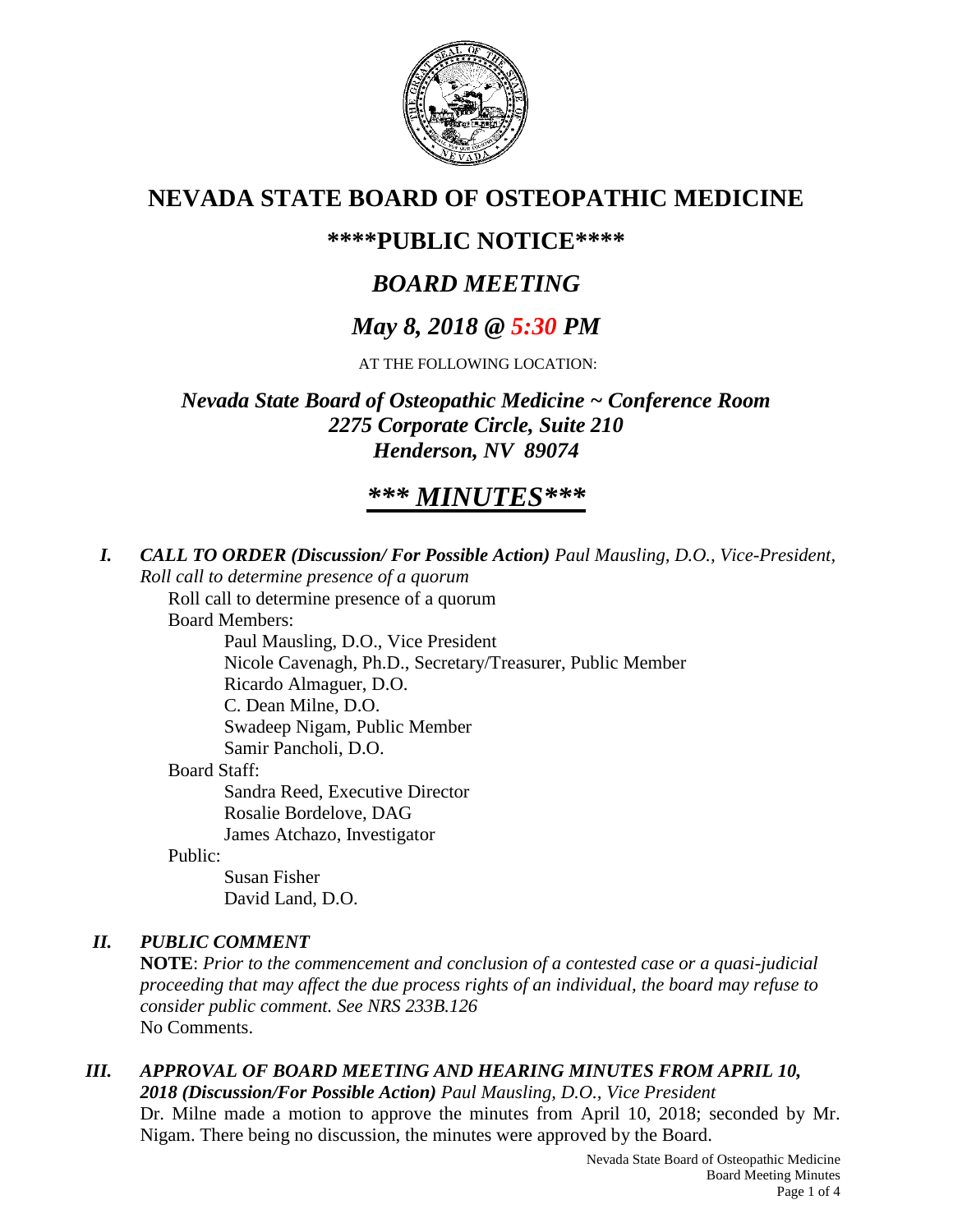# NEVADA STATE BOARD OF OSTEOPATHIC MEDICINE

## \*\*\*\*PUBLIC NOTICE\*\*\*\*

## *BOARD MEETING*

## *May 8, 2018 @ 5:30 PM*

AT THE FOLLOWING LOCATION:

***Nevada State Board of Osteopathic Medicine ~ Conference Room***
***2275 Corporate Circle, Suite 210***
***Henderson, NV 89074***

# ***\*\*\* MINUTES\*\*\****

***I. CALL TO ORDER (Discussion/ For Possible Action)*** *Paul Mausling, D.O., Vice-President, Roll call to determine presence of a quorum*

Roll call to determine presence of a quorum

Board Members:

- Paul Mausling, D.O., Vice President
- Nicole Cavenagh, Ph.D., Secretary/Treasurer, Public Member
- Ricardo Almaguer, D.O.
- C. Dean Milne, D.O.
- Swadeep Nigam, Public Member
- Samir Pancholi, D.O.

Board Staff:

- Sandra Reed, Executive Director
- Rosalie Bordelove, DAG
- James Atchazo, Investigator

Public:

- Susan Fisher
- David Land, D.O.

***II. PUBLIC COMMENT***

**NOTE**: *Prior to the commencement and conclusion of a contested case or a quasi-judicial proceeding that may affect the due process rights of an individual, the board may refuse to consider public comment. See NRS 233B.126*

No Comments.

***III. APPROVAL OF BOARD MEETING AND HEARING MINUTES FROM APRIL 10, 2018 (Discussion/For Possible Action)*** *Paul Mausling, D.O., Vice President*

Dr. Milne made a motion to approve the minutes from April 10, 2018; seconded by Mr. Nigam. There being no discussion, the minutes were approved by the Board.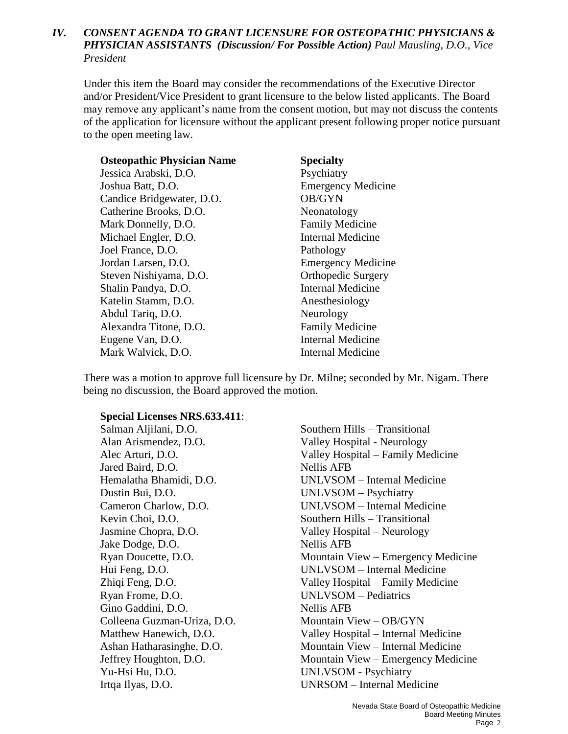## IV. *CONSENT AGENDA TO GRANT LICENSURE FOR OSTEOPATHIC PHYSICIANS & PHYSICIAN ASSISTANTS* ***(Discussion/ For Possible Action)*** *Paul Mausling, D.O., Vice President*

Under this item the Board may consider the recommendations of the Executive Director and/or President/Vice President to grant licensure to the below listed applicants. The Board may remove any applicant's name from the consent motion, but may not discuss the contents of the application for licensure without the applicant present following proper notice pursuant to the open meeting law.

| **Osteopathic Physician Name** | **Specialty** |
|---|---|
| Jessica Arabski, D.O. | Psychiatry |
| Joshua Batt, D.O. | Emergency Medicine |
| Candice Bridgewater, D.O. | OB/GYN |
| Catherine Brooks, D.O. | Neonatology |
| Mark Donnelly, D.O. | Family Medicine |
| Michael Engler, D.O. | Internal Medicine |
| Joel France, D.O. | Pathology |
| Jordan Larsen, D.O. | Emergency Medicine |
| Steven Nishiyama, D.O. | Orthopedic Surgery |
| Shalin Pandya, D.O. | Internal Medicine |
| Katelin Stamm, D.O. | Anesthesiology |
| Abdul Tariq, D.O. | Neurology |
| Alexandra Titone, D.O. | Family Medicine |
| Eugene Van, D.O. | Internal Medicine |
| Mark Walvick, D.O. | Internal Medicine |

There was a motion to approve full licensure by Dr. Milne; seconded by Mr. Nigam. There being no discussion, the Board approved the motion.

**Special Licenses NRS.633.411**:

| | |
|---|---|
| Salman Aljilani, D.O. | Southern Hills – Transitional |
| Alan Arismendez, D.O. | Valley Hospital - Neurology |
| Alec Arturi, D.O. | Valley Hospital – Family Medicine |
| Jared Baird, D.O. | Nellis AFB |
| Hemalatha Bhamidi, D.O. | UNLVSOM – Internal Medicine |
| Dustin Bui, D.O. | UNLVSOM – Psychiatry |
| Cameron Charlow, D.O. | UNLVSOM – Internal Medicine |
| Kevin Choi, D.O. | Southern Hills – Transitional |
| Jasmine Chopra, D.O. | Valley Hospital – Neurology |
| Jake Dodge, D.O. | Nellis AFB |
| Ryan Doucette, D.O. | Mountain View – Emergency Medicine |
| Hui Feng, D.O. | UNLVSOM – Internal Medicine |
| Zhiqi Feng, D.O. | Valley Hospital – Family Medicine |
| Ryan Frome, D.O. | UNLVSOM – Pediatrics |
| Gino Gaddini, D.O. | Nellis AFB |
| Colleena Guzman-Uriza, D.O. | Mountain View – OB/GYN |
| Matthew Hanewich, D.O. | Valley Hospital – Internal Medicine |
| Ashan Hatharasinghe, D.O. | Mountain View – Internal Medicine |
| Jeffrey Houghton, D.O. | Mountain View – Emergency Medicine |
| Yu-Hsi Hu, D.O. | UNLVSOM - Psychiatry |
| Irtqa Ilyas, D.O. | UNRSOM – Internal Medicine |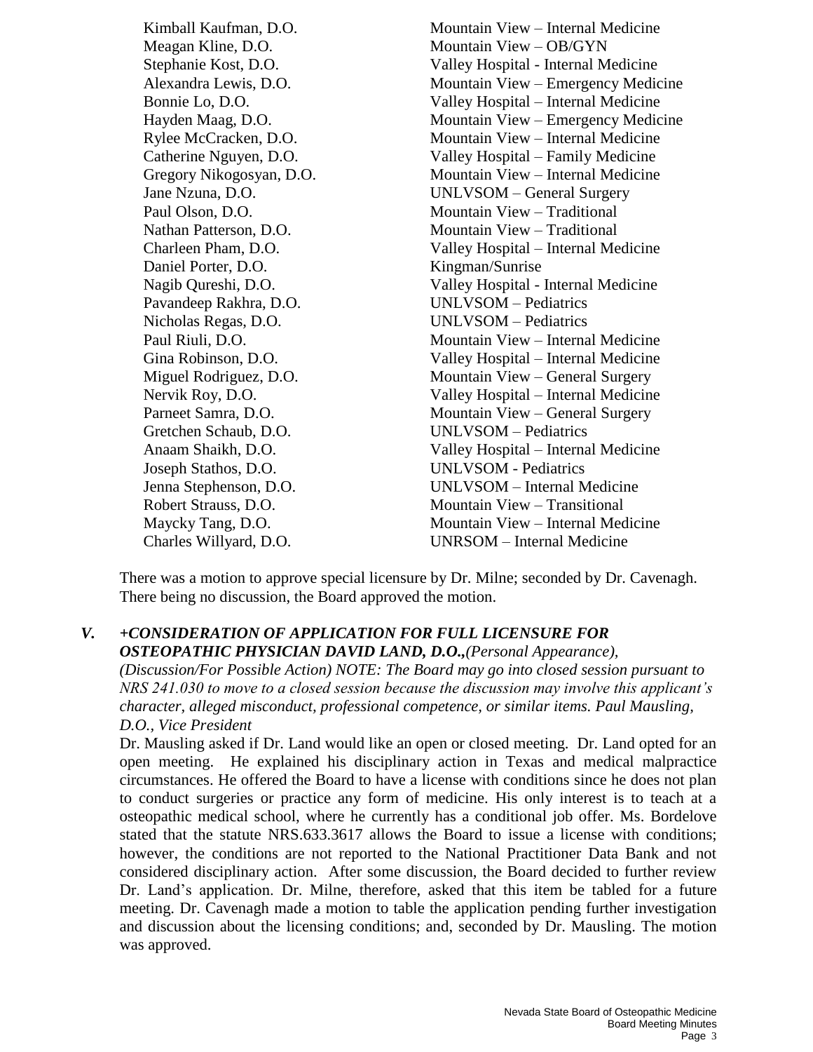| | |
|---|---|
| Kimball Kaufman, D.O. | Mountain View – Internal Medicine |
| Meagan Kline, D.O. | Mountain View – OB/GYN |
| Stephanie Kost, D.O. | Valley Hospital - Internal Medicine |
| Alexandra Lewis, D.O. | Mountain View – Emergency Medicine |
| Bonnie Lo, D.O. | Valley Hospital – Internal Medicine |
| Hayden Maag, D.O. | Mountain View – Emergency Medicine |
| Rylee McCracken, D.O. | Mountain View – Internal Medicine |
| Catherine Nguyen, D.O. | Valley Hospital – Family Medicine |
| Gregory Nikogosyan, D.O. | Mountain View – Internal Medicine |
| Jane Nzuna, D.O. | UNLVSOM – General Surgery |
| Paul Olson, D.O. | Mountain View – Traditional |
| Nathan Patterson, D.O. | Mountain View – Traditional |
| Charleen Pham, D.O. | Valley Hospital – Internal Medicine |
| Daniel Porter, D.O. | Kingman/Sunrise |
| Nagib Qureshi, D.O. | Valley Hospital - Internal Medicine |
| Pavandeep Rakhra, D.O. | UNLVSOM – Pediatrics |
| Nicholas Regas, D.O. | UNLVSOM – Pediatrics |
| Paul Riuli, D.O. | Mountain View – Internal Medicine |
| Gina Robinson, D.O. | Valley Hospital – Internal Medicine |
| Miguel Rodriguez, D.O. | Mountain View – General Surgery |
| Nervik Roy, D.O. | Valley Hospital – Internal Medicine |
| Parneet Samra, D.O. | Mountain View – General Surgery |
| Gretchen Schaub, D.O. | UNLVSOM – Pediatrics |
| Anaam Shaikh, D.O. | Valley Hospital – Internal Medicine |
| Joseph Stathos, D.O. | UNLVSOM - Pediatrics |
| Jenna Stephenson, D.O. | UNLVSOM – Internal Medicine |
| Robert Strauss, D.O. | Mountain View – Transitional |
| Maycky Tang, D.O. | Mountain View – Internal Medicine |
| Charles Willyard, D.O. | UNRSOM – Internal Medicine |

There was a motion to approve special licensure by Dr. Milne; seconded by Dr. Cavenagh. There being no discussion, the Board approved the motion.

## *V. +CONSIDERATION OF APPLICATION FOR FULL LICENSURE FOR OSTEOPATHIC PHYSICIAN DAVID LAND, D.O.,*

*(Personal Appearance), (Discussion/For Possible Action) NOTE: The Board may go into closed session pursuant to NRS 241.030 to move to a closed session because the discussion may involve this applicant's character, alleged misconduct, professional competence, or similar items. Paul Mausling, D.O., Vice President*

Dr. Mausling asked if Dr. Land would like an open or closed meeting. Dr. Land opted for an open meeting. He explained his disciplinary action in Texas and medical malpractice circumstances. He offered the Board to have a license with conditions since he does not plan to conduct surgeries or practice any form of medicine. His only interest is to teach at a osteopathic medical school, where he currently has a conditional job offer. Ms. Bordelove stated that the statute NRS.633.3617 allows the Board to issue a license with conditions; however, the conditions are not reported to the National Practitioner Data Bank and not considered disciplinary action. After some discussion, the Board decided to further review Dr. Land's application. Dr. Milne, therefore, asked that this item be tabled for a future meeting. Dr. Cavenagh made a motion to table the application pending further investigation and discussion about the licensing conditions; and, seconded by Dr. Mausling. The motion was approved.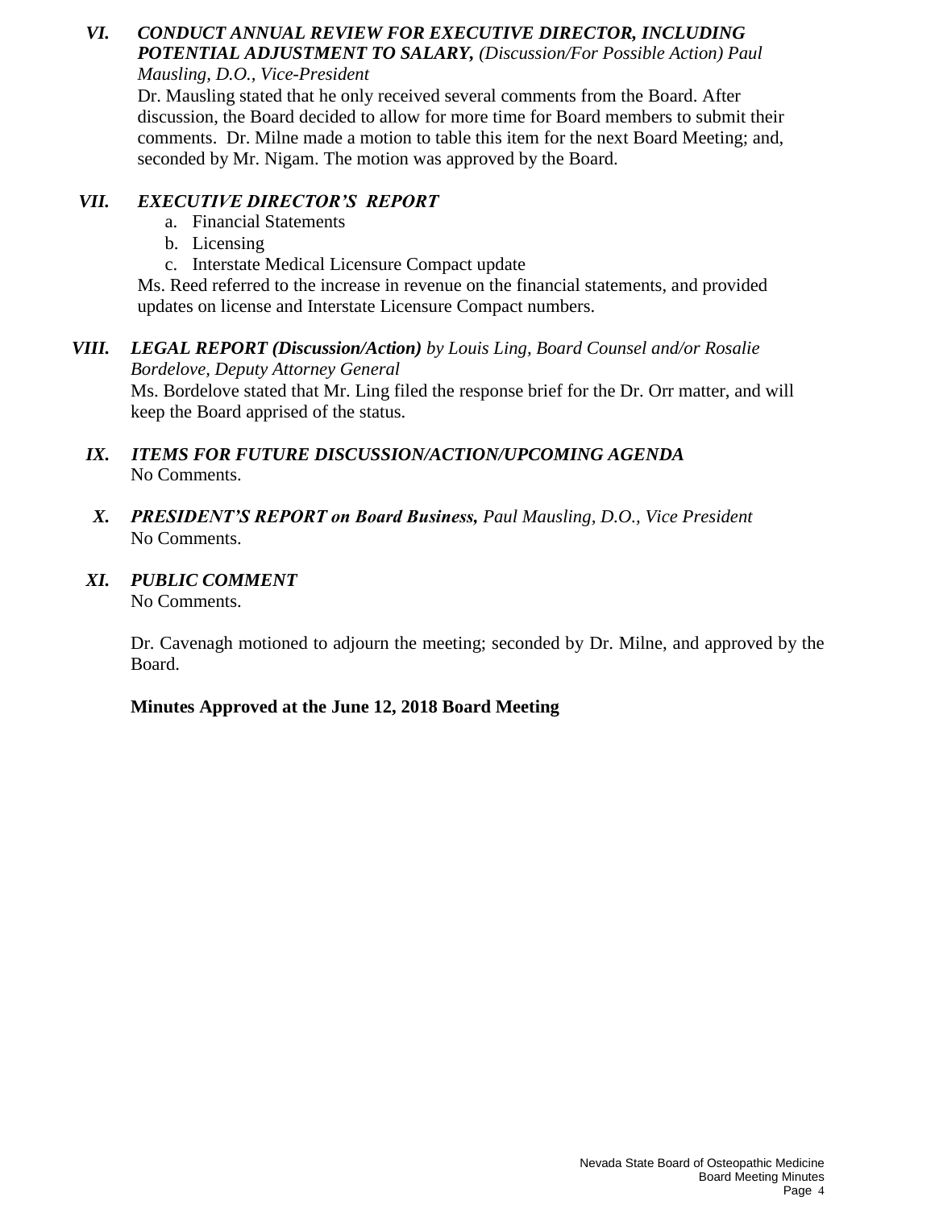***VI. CONDUCT ANNUAL REVIEW FOR EXECUTIVE DIRECTOR, INCLUDING POTENTIAL ADJUSTMENT TO SALARY,*** *(Discussion/For Possible Action) Paul Mausling, D.O., Vice-President*

Dr. Mausling stated that he only received several comments from the Board. After discussion, the Board decided to allow for more time for Board members to submit their comments. Dr. Milne made a motion to table this item for the next Board Meeting; and, seconded by Mr. Nigam. The motion was approved by the Board.

***VII. EXECUTIVE DIRECTOR'S REPORT***

a. Financial Statements
b. Licensing
c. Interstate Medical Licensure Compact update

Ms. Reed referred to the increase in revenue on the financial statements, and provided updates on license and Interstate Licensure Compact numbers.

***VIII. LEGAL REPORT (Discussion/Action)*** *by Louis Ling, Board Counsel and/or Rosalie Bordelove, Deputy Attorney General*

Ms. Bordelove stated that Mr. Ling filed the response brief for the Dr. Orr matter, and will keep the Board apprised of the status.

***IX. ITEMS FOR FUTURE DISCUSSION/ACTION/UPCOMING AGENDA***

No Comments.

***X. PRESIDENT'S REPORT on Board Business,*** *Paul Mausling, D.O., Vice President*

No Comments.

***XI. PUBLIC COMMENT***

No Comments.

Dr. Cavenagh motioned to adjourn the meeting; seconded by Dr. Milne, and approved by the Board.

**Minutes Approved at the June 12, 2018 Board Meeting**